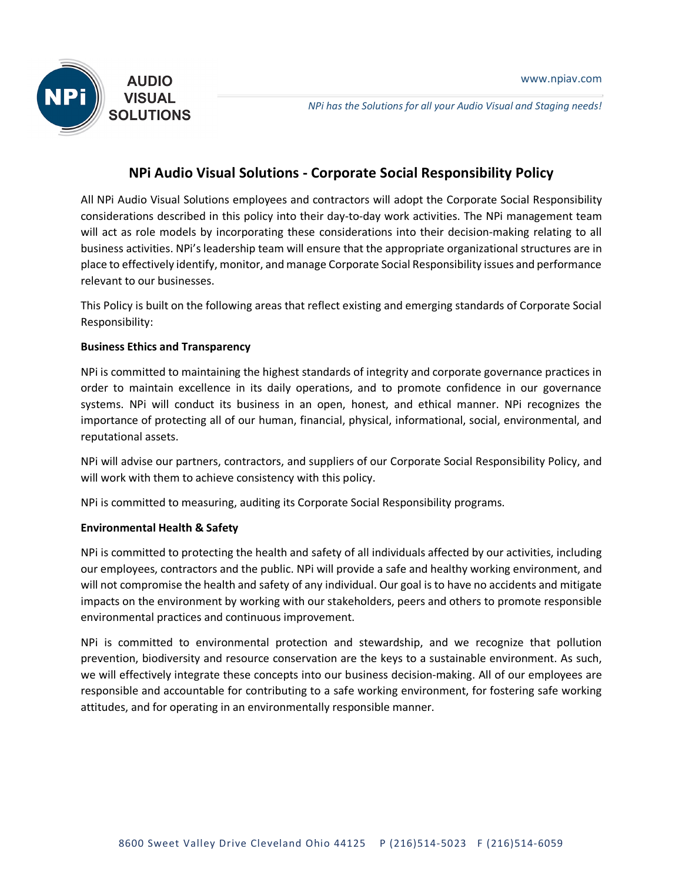# NPi Audio Visual Solutions - Corporate Social Responsibility Policy

All NPi Audio Visual Solutions employees and contractors will adopt the Corporate Social Responsibility considerations described in this policy into their day-to-day work activities. The NPi management team will act as role models by incorporating these considerations into their decision-making relating to all business activities. NPi's leadership team will ensure that the appropriate organizational structures are in place to effectively identify, monitor, and manage Corporate Social Responsibility issues and performance relevant to our businesses.

This Policy is built on the following areas that reflect existing and emerging standards of Corporate Social Responsibility:

**Business Ethics and Transparency**

NPi is committed to maintaining the highest standards of integrity and corporate governance practices in order to maintain excellence in its daily operations, and to promote confidence in our governance systems. NPi will conduct its business in an open, honest, and ethical manner. NPi recognizes the importance of protecting all of our human, financial, physical, informational, social, environmental, and reputational assets.

NPi will advise our partners, contractors, and suppliers of our Corporate Social Responsibility Policy, and will work with them to achieve consistency with this policy.

NPi is committed to measuring, auditing its Corporate Social Responsibility programs.

**Environmental Health & Safety**

NPi is committed to protecting the health and safety of all individuals affected by our activities, including our employees, contractors and the public. NPi will provide a safe and healthy working environment, and will not compromise the health and safety of any individual. Our goal is to have no accidents and mitigate impacts on the environment by working with our stakeholders, peers and others to promote responsible environmental practices and continuous improvement.

NPi is committed to environmental protection and stewardship, and we recognize that pollution prevention, biodiversity and resource conservation are the keys to a sustainable environment. As such, we will effectively integrate these concepts into our business decision-making. All of our employees are responsible and accountable for contributing to a safe working environment, for fostering safe working attitudes, and for operating in an environmentally responsible manner.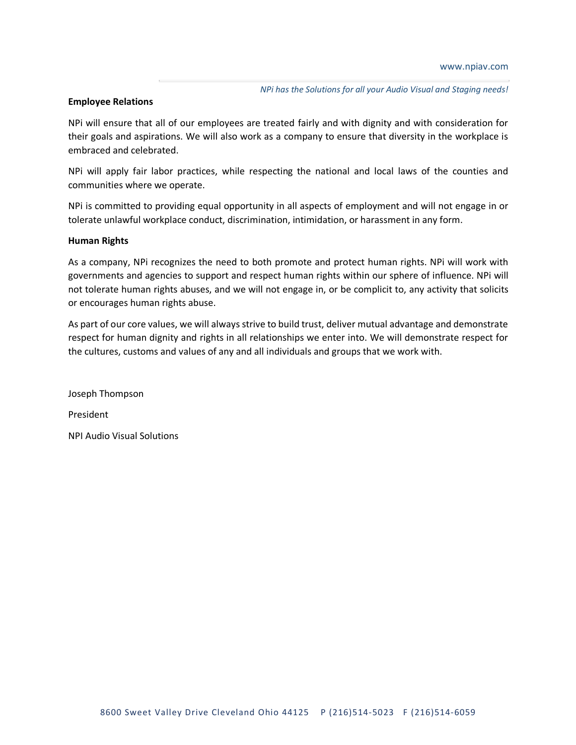**Employee Relations**

NPi will ensure that all of our employees are treated fairly and with dignity and with consideration for their goals and aspirations. We will also work as a company to ensure that diversity in the workplace is embraced and celebrated.

NPi will apply fair labor practices, while respecting the national and local laws of the counties and communities where we operate.

NPi is committed to providing equal opportunity in all aspects of employment and will not engage in or tolerate unlawful workplace conduct, discrimination, intimidation, or harassment in any form.

**Human Rights**

As a company, NPi recognizes the need to both promote and protect human rights. NPi will work with governments and agencies to support and respect human rights within our sphere of influence. NPi will not tolerate human rights abuses, and we will not engage in, or be complicit to, any activity that solicits or encourages human rights abuse.

As part of our core values, we will always strive to build trust, deliver mutual advantage and demonstrate respect for human dignity and rights in all relationships we enter into. We will demonstrate respect for the cultures, customs and values of any and all individuals and groups that we work with.

Joseph Thompson

President

NPI Audio Visual Solutions